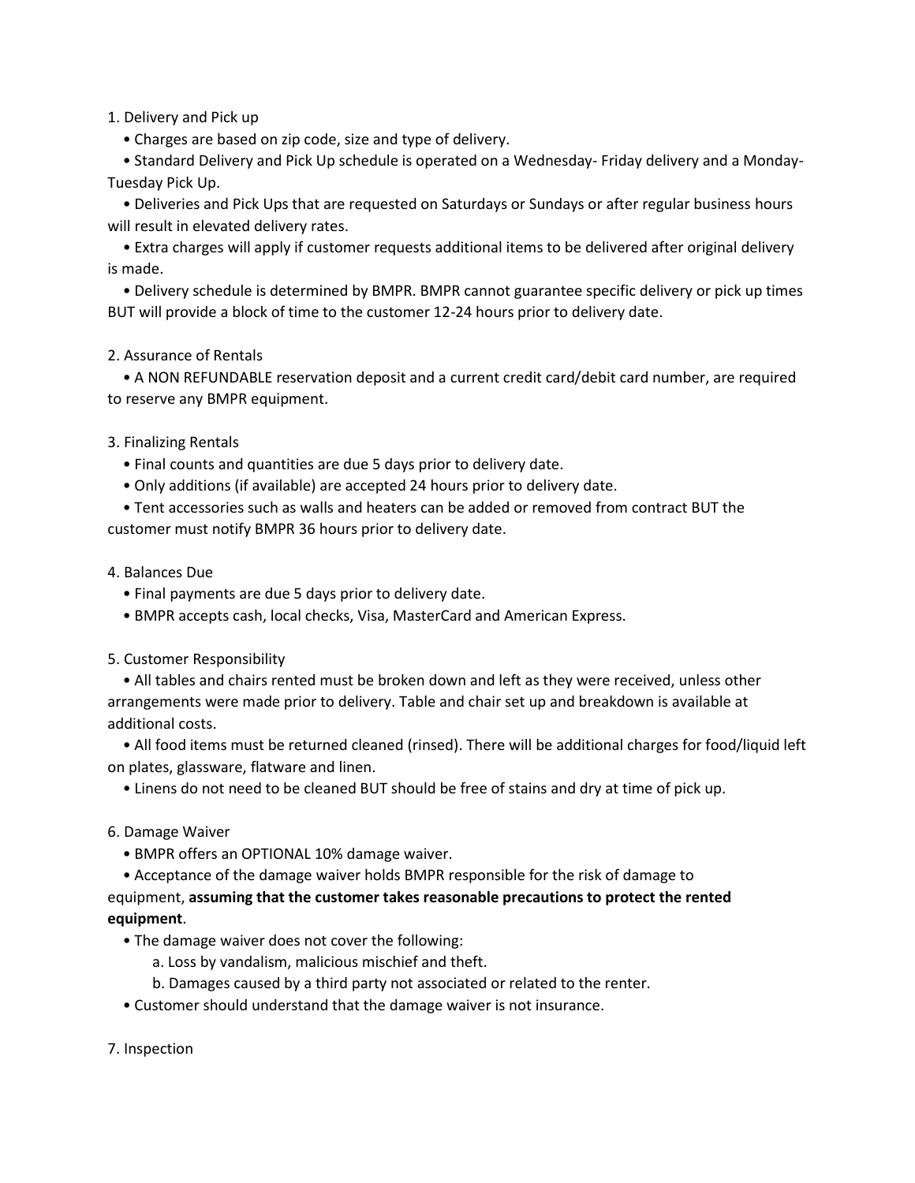1. Delivery and Pick up

- Charges are based on zip code, size and type of delivery.
- Standard Delivery and Pick Up schedule is operated on a Wednesday- Friday delivery and a Monday-Tuesday Pick Up.
- Deliveries and Pick Ups that are requested on Saturdays or Sundays or after regular business hours will result in elevated delivery rates.
- Extra charges will apply if customer requests additional items to be delivered after original delivery is made.
- Delivery schedule is determined by BMPR. BMPR cannot guarantee specific delivery or pick up times BUT will provide a block of time to the customer 12-24 hours prior to delivery date.

2. Assurance of Rentals

- A NON REFUNDABLE reservation deposit and a current credit card/debit card number, are required to reserve any BMPR equipment.

3. Finalizing Rentals

- Final counts and quantities are due 5 days prior to delivery date.
- Only additions (if available) are accepted 24 hours prior to delivery date.
- Tent accessories such as walls and heaters can be added or removed from contract BUT the customer must notify BMPR 36 hours prior to delivery date.

4. Balances Due

- Final payments are due 5 days prior to delivery date.
- BMPR accepts cash, local checks, Visa, MasterCard and American Express.

5. Customer Responsibility

- All tables and chairs rented must be broken down and left as they were received, unless other arrangements were made prior to delivery. Table and chair set up and breakdown is available at additional costs.
- All food items must be returned cleaned (rinsed). There will be additional charges for food/liquid left on plates, glassware, flatware and linen.
- Linens do not need to be cleaned BUT should be free of stains and dry at time of pick up.

6. Damage Waiver

- BMPR offers an OPTIONAL 10% damage waiver.
- Acceptance of the damage waiver holds BMPR responsible for the risk of damage to equipment, **assuming that the customer takes reasonable precautions to protect the rented equipment**.
- The damage waiver does not cover the following:
    a. Loss by vandalism, malicious mischief and theft.
    b. Damages caused by a third party not associated or related to the renter.
- Customer should understand that the damage waiver is not insurance.

7. Inspection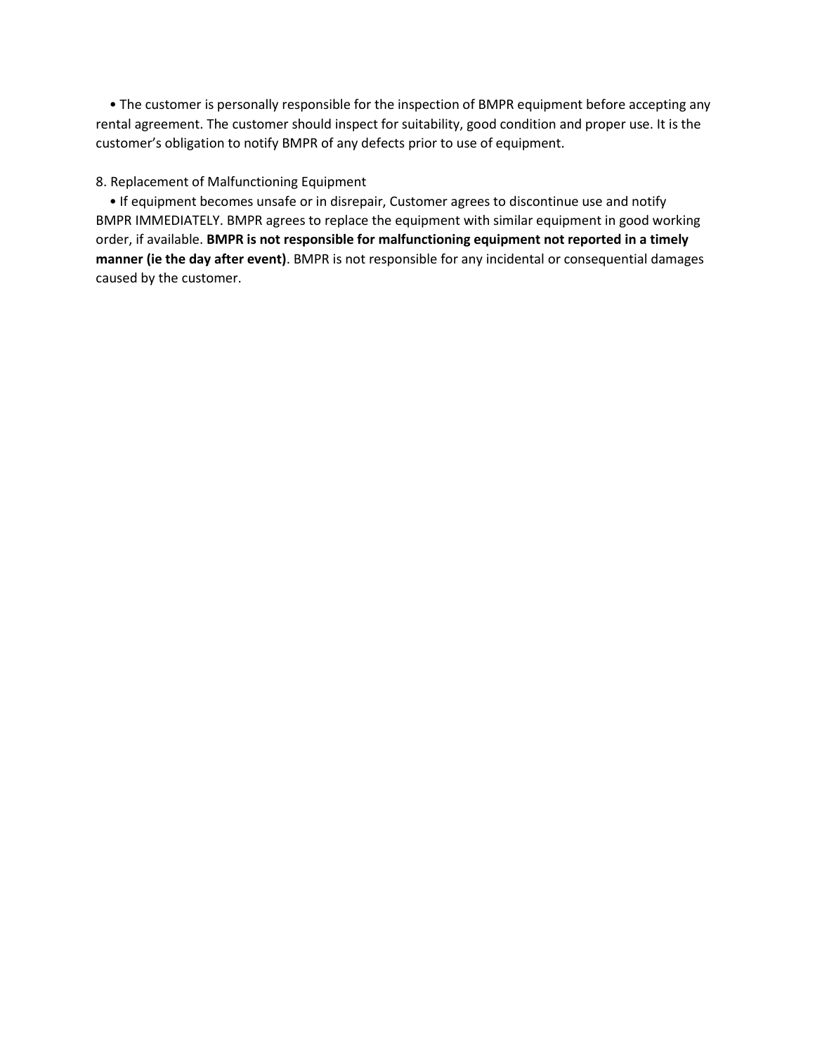- The customer is personally responsible for the inspection of BMPR equipment before accepting any rental agreement. The customer should inspect for suitability, good condition and proper use. It is the customer's obligation to notify BMPR of any defects prior to use of equipment.

8. Replacement of Malfunctioning Equipment

- If equipment becomes unsafe or in disrepair, Customer agrees to discontinue use and notify BMPR IMMEDIATELY. BMPR agrees to replace the equipment with similar equipment in good working order, if available. **BMPR is not responsible for malfunctioning equipment not reported in a timely manner (ie the day after event)**. BMPR is not responsible for any incidental or consequential damages caused by the customer.